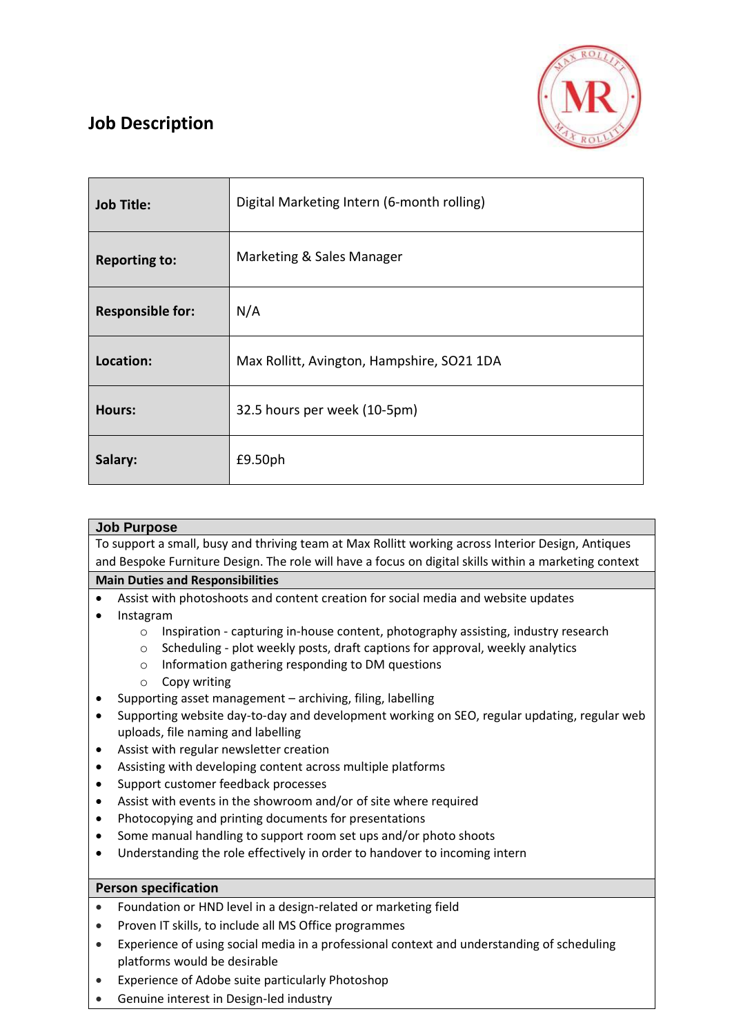# Job Description

| | |
|---|---|
| **Job Title:** | Digital Marketing Intern (6-month rolling) |
| **Reporting to:** | Marketing & Sales Manager |
| **Responsible for:** | N/A |
| **Location:** | Max Rollitt, Avington, Hampshire, SO21 1DA |
| **Hours:** | 32.5 hours per week (10-5pm) |
| **Salary:** | £9.50ph |

## Job Purpose

To support a small, busy and thriving team at Max Rollitt working across Interior Design, Antiques and Bespoke Furniture Design. The role will have a focus on digital skills within a marketing context

### Main Duties and Responsibilities

- Assist with photoshoots and content creation for social media and website updates
- Instagram
  - Inspiration - capturing in-house content, photography assisting, industry research
  - Scheduling - plot weekly posts, draft captions for approval, weekly analytics
  - Information gathering responding to DM questions
  - Copy writing
- Supporting asset management – archiving, filing, labelling
- Supporting website day-to-day and development working on SEO, regular updating, regular web uploads, file naming and labelling
- Assist with regular newsletter creation
- Assisting with developing content across multiple platforms
- Support customer feedback processes
- Assist with events in the showroom and/or of site where required
- Photocopying and printing documents for presentations
- Some manual handling to support room set ups and/or photo shoots
- Understanding the role effectively in order to handover to incoming intern

### Person specification

- Foundation or HND level in a design-related or marketing field
- Proven IT skills, to include all MS Office programmes
- Experience of using social media in a professional context and understanding of scheduling platforms would be desirable
- Experience of Adobe suite particularly Photoshop
- Genuine interest in Design-led industry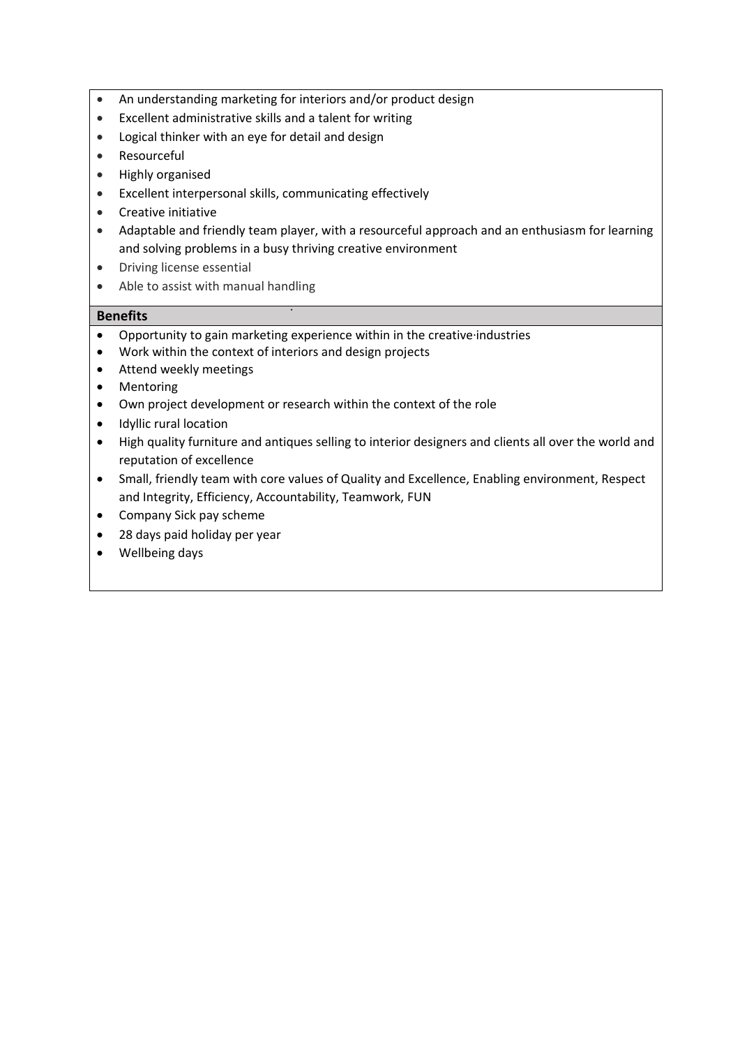- An understanding marketing for interiors and/or product design
- Excellent administrative skills and a talent for writing
- Logical thinker with an eye for detail and design
- Resourceful
- Highly organised
- Excellent interpersonal skills, communicating effectively
- Creative initiative
- Adaptable and friendly team player, with a resourceful approach and an enthusiasm for learning and solving problems in a busy thriving creative environment
- Driving license essential
- Able to assist with manual handling

**Benefits**

- Opportunity to gain marketing experience within in the creative·industries
- Work within the context of interiors and design projects
- Attend weekly meetings
- Mentoring
- Own project development or research within the context of the role
- Idyllic rural location
- High quality furniture and antiques selling to interior designers and clients all over the world and reputation of excellence
- Small, friendly team with core values of Quality and Excellence, Enabling environment, Respect and Integrity, Efficiency, Accountability, Teamwork, FUN
- Company Sick pay scheme
- 28 days paid holiday per year
- Wellbeing days